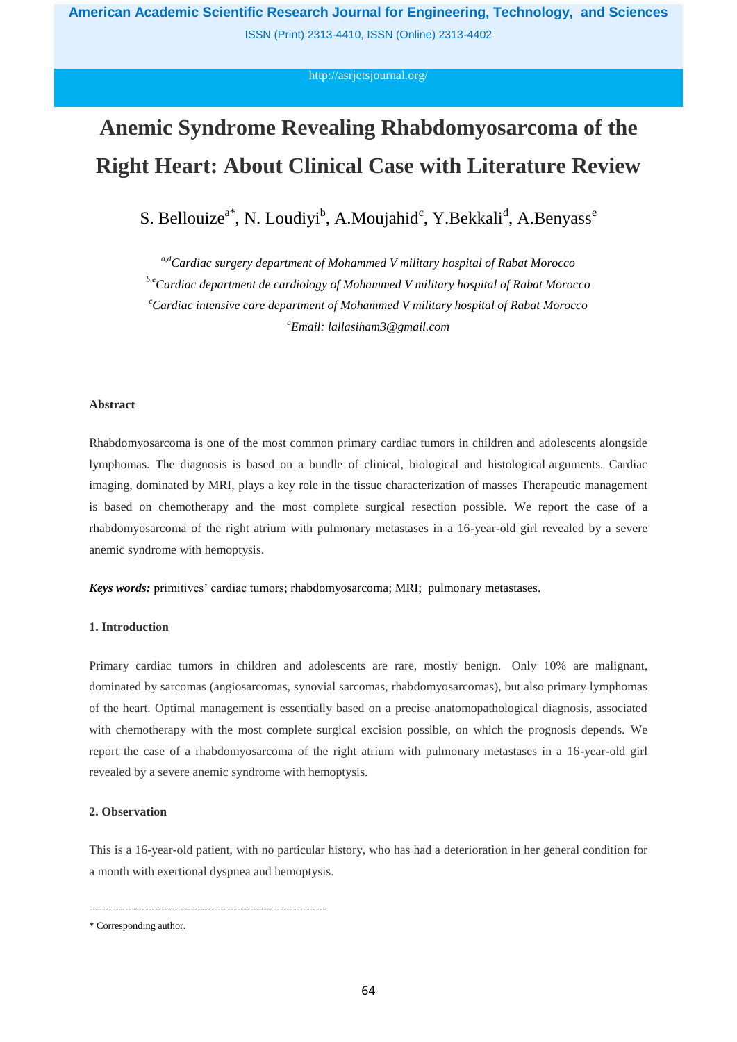# Anemic Syndrome Revealing Rhabdomyosarcoma of the Right Heart: About Clinical Case with Literature Review

S. Bellouize[a*], N. Loudiyi[b], A.Moujahid[c], Y.Bekkali[d], A.Benyass[e]

[a,d]*Cardiac surgery department of Mohammed V military hospital of Rabat Morocco*

[b,e]*Cardiac department de cardiology of Mohammed V military hospital of Rabat Morocco*

[c]*Cardiac intensive care department of Mohammed V military hospital of Rabat Morocco*

[a]*Email: lallasiham3@gmail.com*

## Abstract

Rhabdomyosarcoma is one of the most common primary cardiac tumors in children and adolescents alongside lymphomas. The diagnosis is based on a bundle of clinical, biological and histological arguments. Cardiac imaging, dominated by MRI, plays a key role in the tissue characterization of masses Therapeutic management is based on chemotherapy and the most complete surgical resection possible. We report the case of a rhabdomyosarcoma of the right atrium with pulmonary metastases in a 16-year-old girl revealed by a severe anemic syndrome with hemoptysis.

***Keys words:*** primitives' cardiac tumors; rhabdomyosarcoma; MRI; pulmonary metastases.

## 1. Introduction

Primary cardiac tumors in children and adolescents are rare, mostly benign. Only 10% are malignant, dominated by sarcomas (angiosarcomas, synovial sarcomas, rhabdomyosarcomas), but also primary lymphomas of the heart. Optimal management is essentially based on a precise anatomopathological diagnosis, associated with chemotherapy with the most complete surgical excision possible, on which the prognosis depends. We report the case of a rhabdomyosarcoma of the right atrium with pulmonary metastases in a 16-year-old girl revealed by a severe anemic syndrome with hemoptysis.

## 2. Observation

This is a 16-year-old patient, with no particular history, who has had a deterioration in her general condition for a month with exertional dyspnea and hemoptysis.

------------------------------------------------------------------------

\* Corresponding author.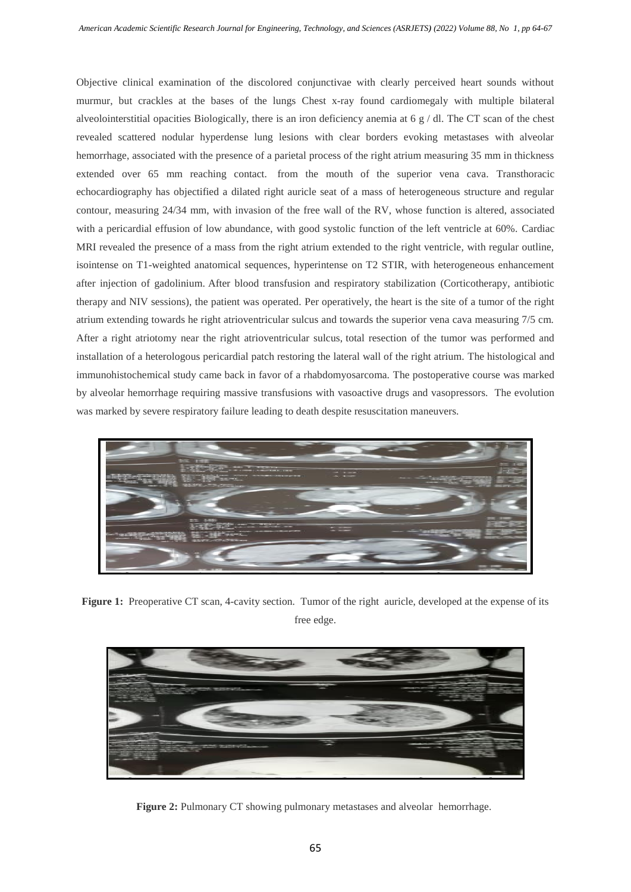Objective clinical examination of the discolored conjunctivae with clearly perceived heart sounds without murmur, but crackles at the bases of the lungs Chest x-ray found cardiomegaly with multiple bilateral alveolointerstitial opacities Biologically, there is an iron deficiency anemia at 6 g / dl. The CT scan of the chest revealed scattered nodular hyperdense lung lesions with clear borders evoking metastases with alveolar hemorrhage, associated with the presence of a parietal process of the right atrium measuring 35 mm in thickness extended over 65 mm reaching contact. from the mouth of the superior vena cava. Transthoracic echocardiography has objectified a dilated right auricle seat of a mass of heterogeneous structure and regular contour, measuring 24/34 mm, with invasion of the free wall of the RV, whose function is altered, associated with a pericardial effusion of low abundance, with good systolic function of the left ventricle at 60%. Cardiac MRI revealed the presence of a mass from the right atrium extended to the right ventricle, with regular outline, isointense on T1-weighted anatomical sequences, hyperintense on T2 STIR, with heterogeneous enhancement after injection of gadolinium. After blood transfusion and respiratory stabilization (Corticotherapy, antibiotic therapy and NIV sessions), the patient was operated. Per operatively, the heart is the site of a tumor of the right atrium extending towards he right atrioventricular sulcus and towards the superior vena cava measuring 7/5 cm. After a right atriotomy near the right atrioventricular sulcus, total resection of the tumor was performed and installation of a heterologous pericardial patch restoring the lateral wall of the right atrium. The histological and immunohistochemical study came back in favor of a rhabdomyosarcoma. The postoperative course was marked by alveolar hemorrhage requiring massive transfusions with vasoactive drugs and vasopressors. The evolution was marked by severe respiratory failure leading to death despite resuscitation maneuvers.

**Figure 1:** Preoperative CT scan, 4-cavity section. Tumor of the right auricle, developed at the expense of its free edge.

**Figure 2:** Pulmonary CT showing pulmonary metastases and alveolar hemorrhage.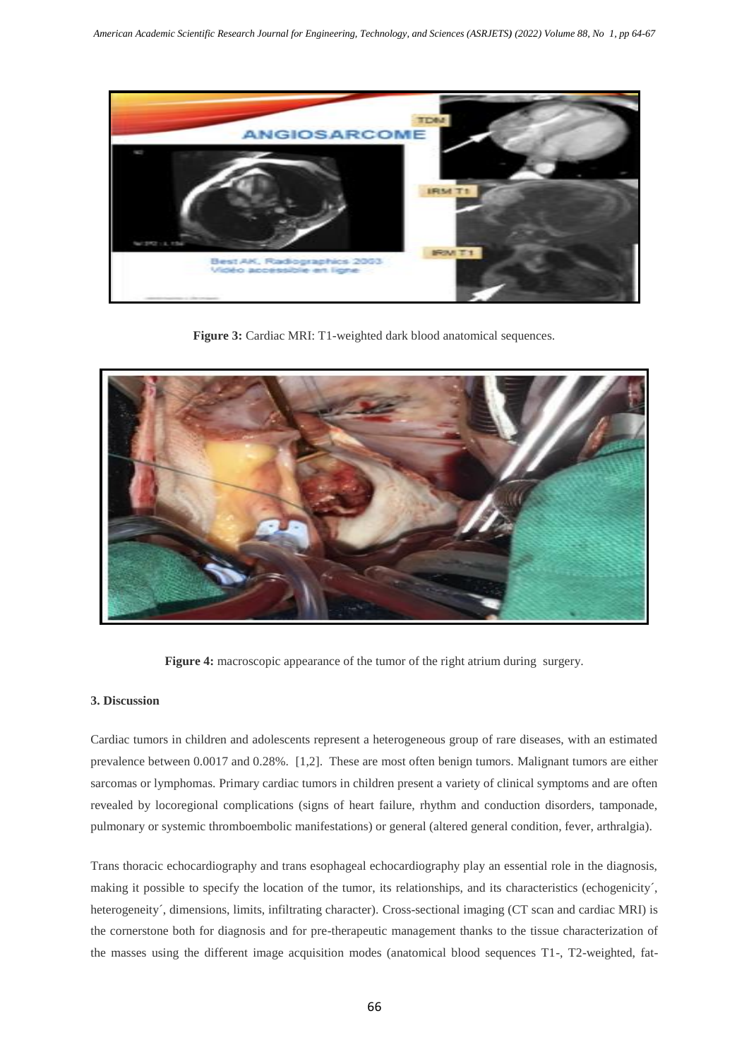Figure 3: Cardiac MRI: T1-weighted dark blood anatomical sequences.

Figure 4: macroscopic appearance of the tumor of the right atrium during surgery.

### 3. Discussion

Cardiac tumors in children and adolescents represent a heterogeneous group of rare diseases, with an estimated prevalence between 0.0017 and 0.28%. [1,2]. These are most often benign tumors. Malignant tumors are either sarcomas or lymphomas. Primary cardiac tumors in children present a variety of clinical symptoms and are often revealed by locoregional complications (signs of heart failure, rhythm and conduction disorders, tamponade, pulmonary or systemic thromboembolic manifestations) or general (altered general condition, fever, arthralgia).

Trans thoracic echocardiography and trans esophageal echocardiography play an essential role in the diagnosis, making it possible to specify the location of the tumor, its relationships, and its characteristics (echogenicity´, heterogeneity´, dimensions, limits, infiltrating character). Cross-sectional imaging (CT scan and cardiac MRI) is the cornerstone both for diagnosis and for pre-therapeutic management thanks to the tissue characterization of the masses using the different image acquisition modes (anatomical blood sequences T1-, T2-weighted, fat-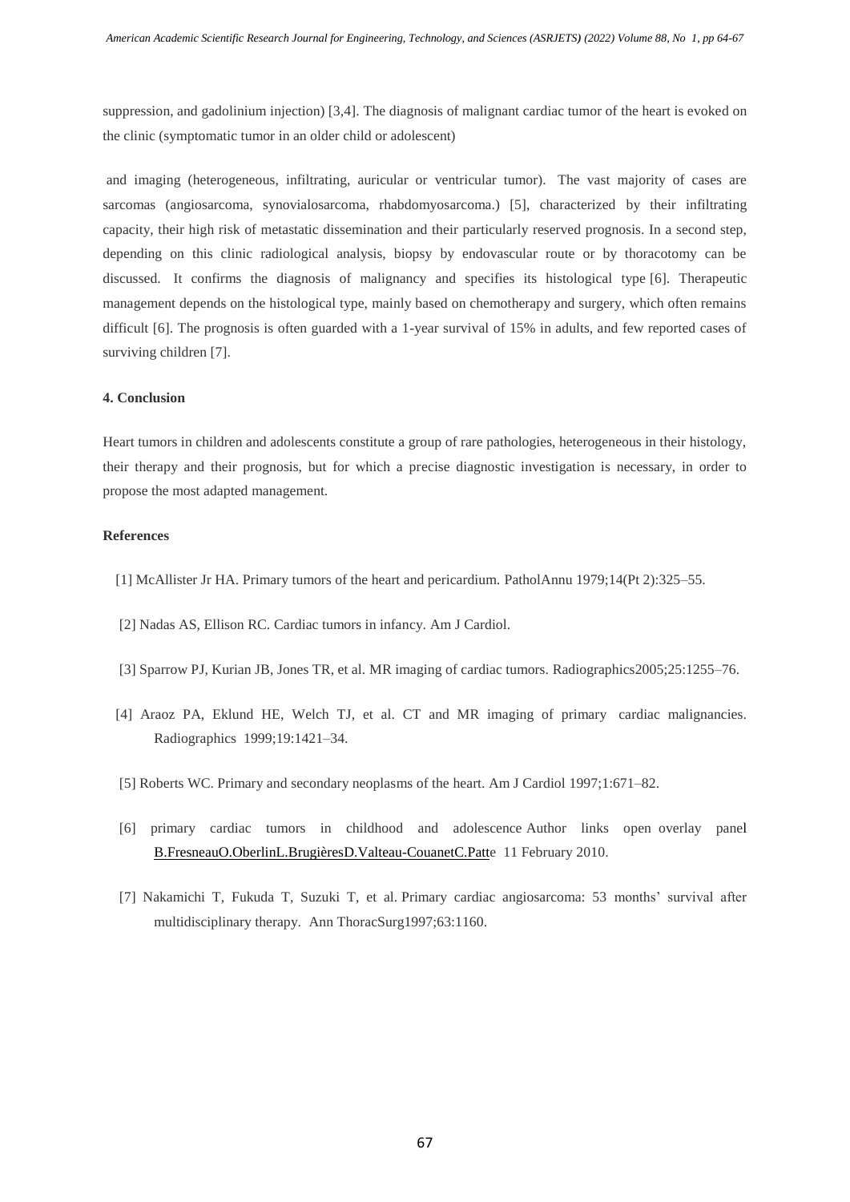suppression, and gadolinium injection) [3,4]. The diagnosis of malignant cardiac tumor of the heart is evoked on the clinic (symptomatic tumor in an older child or adolescent)

and imaging (heterogeneous, infiltrating, auricular or ventricular tumor). The vast majority of cases are sarcomas (angiosarcoma, synovialosarcoma, rhabdomyosarcoma.) [5], characterized by their infiltrating capacity, their high risk of metastatic dissemination and their particularly reserved prognosis. In a second step, depending on this clinic radiological analysis, biopsy by endovascular route or by thoracotomy can be discussed. It confirms the diagnosis of malignancy and specifies its histological type [6]. Therapeutic management depends on the histological type, mainly based on chemotherapy and surgery, which often remains difficult [6]. The prognosis is often guarded with a 1-year survival of 15% in adults, and few reported cases of surviving children [7].

## 4. Conclusion

Heart tumors in children and adolescents constitute a group of rare pathologies, heterogeneous in their histology, their therapy and their prognosis, but for which a precise diagnostic investigation is necessary, in order to propose the most adapted management.

## References

[1] McAllister Jr HA. Primary tumors of the heart and pericardium. PatholAnnu 1979;14(Pt 2):325–55.

[2] Nadas AS, Ellison RC. Cardiac tumors in infancy. Am J Cardiol.

[3] Sparrow PJ, Kurian JB, Jones TR, et al. MR imaging of cardiac tumors. Radiographics2005;25:1255–76.

[4] Araoz PA, Eklund HE, Welch TJ, et al. CT and MR imaging of primary cardiac malignancies. Radiographics 1999;19:1421–34.

[5] Roberts WC. Primary and secondary neoplasms of the heart. Am J Cardiol 1997;1:671–82.

[6] primary cardiac tumors in childhood and adolescence Author links open overlay panel B.FresneauO.OberlinL.BrugièresD.Valteau-CouanetC.Patte 11 February 2010.

[7] Nakamichi T, Fukuda T, Suzuki T, et al. Primary cardiac angiosarcoma: 53 months' survival after multidisciplinary therapy. Ann ThoracSurg1997;63:1160.